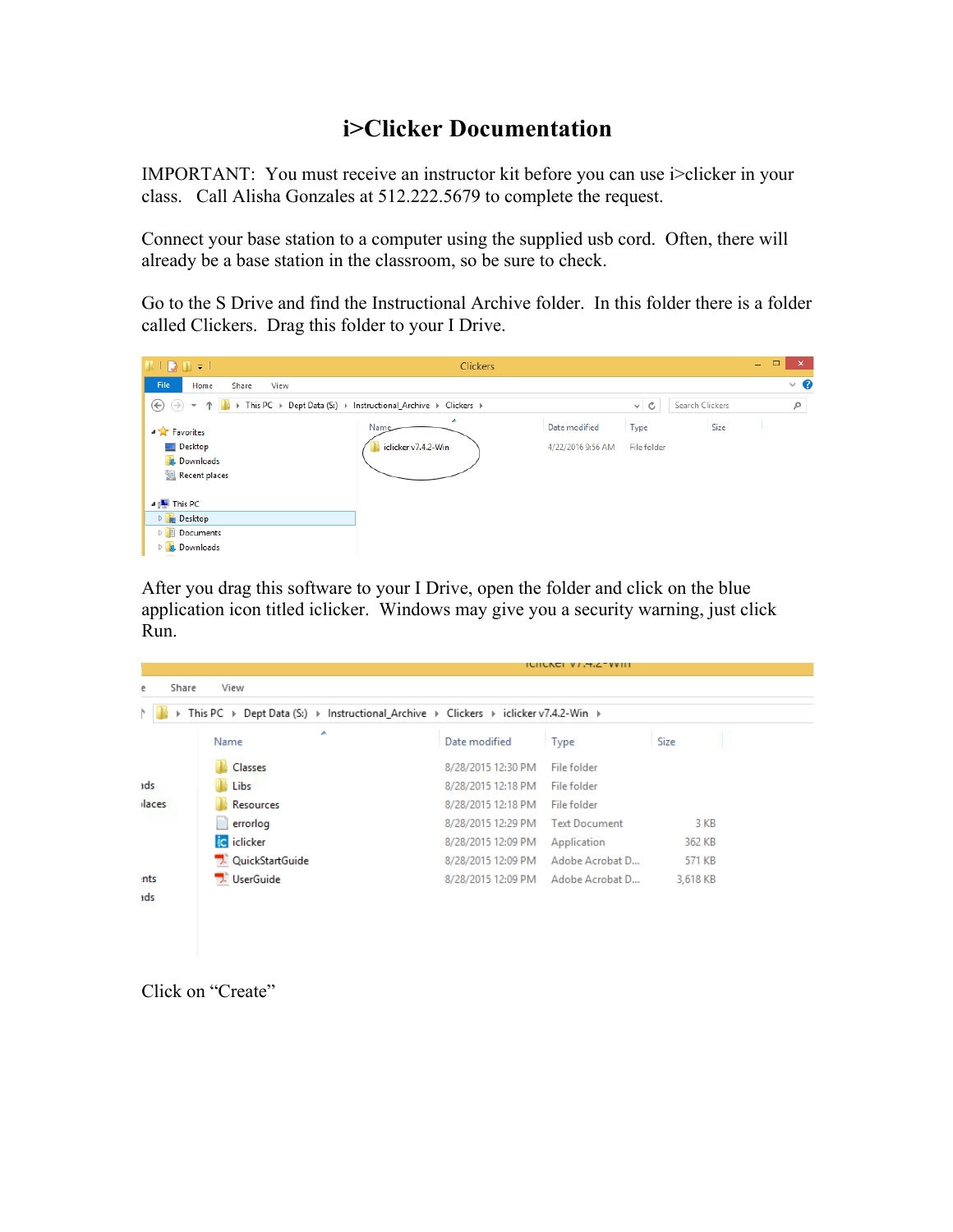# i>Clicker Documentation

IMPORTANT: You must receive an instructor kit before you can use i>clicker in your class. Call Alisha Gonzales at 512.222.5679 to complete the request.

Connect your base station to a computer using the supplied usb cord. Often, there will already be a base station in the classroom, so be sure to check.

Go to the S Drive and find the Instructional Archive folder. In this folder there is a folder called Clickers. Drag this folder to your I Drive.

After you drag this software to your I Drive, open the folder and click on the blue application icon titled iclicker. Windows may give you a security warning, just click Run.

Click on "Create"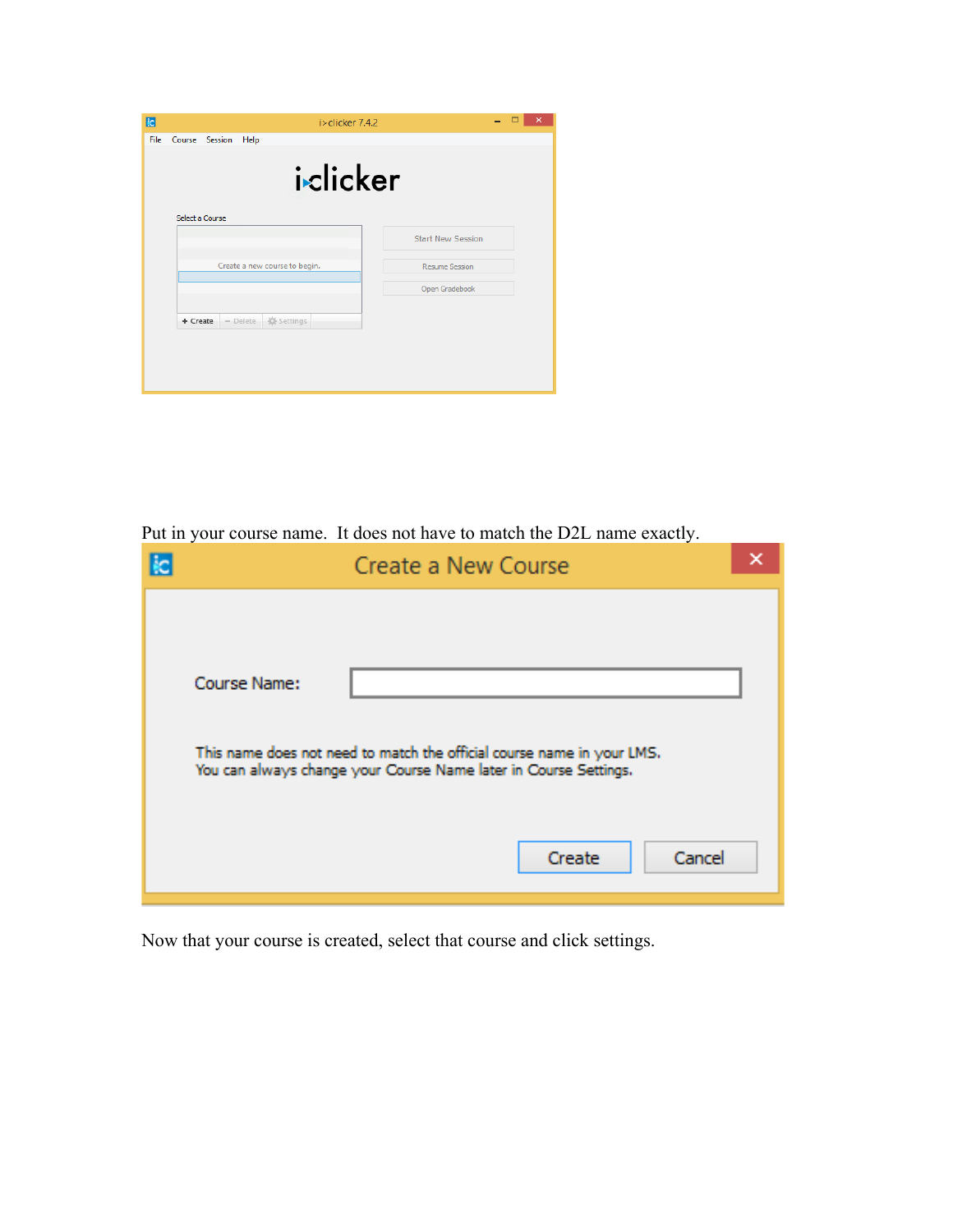Put in your course name.  It does not have to match the D2L name exactly.

Now that your course is created, select that course and click settings.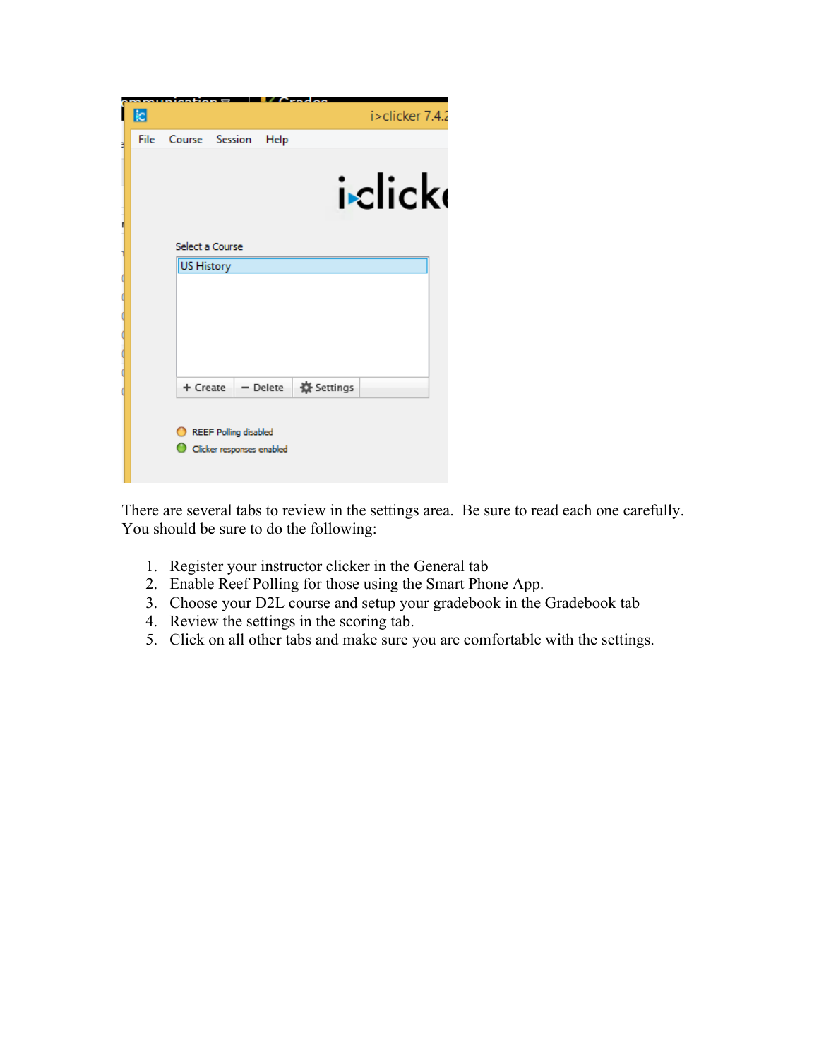There are several tabs to review in the settings area. Be sure to read each one carefully. You should be sure to do the following:

1. Register your instructor clicker in the General tab
2. Enable Reef Polling for those using the Smart Phone App.
3. Choose your D2L course and setup your gradebook in the Gradebook tab
4. Review the settings in the scoring tab.
5. Click on all other tabs and make sure you are comfortable with the settings.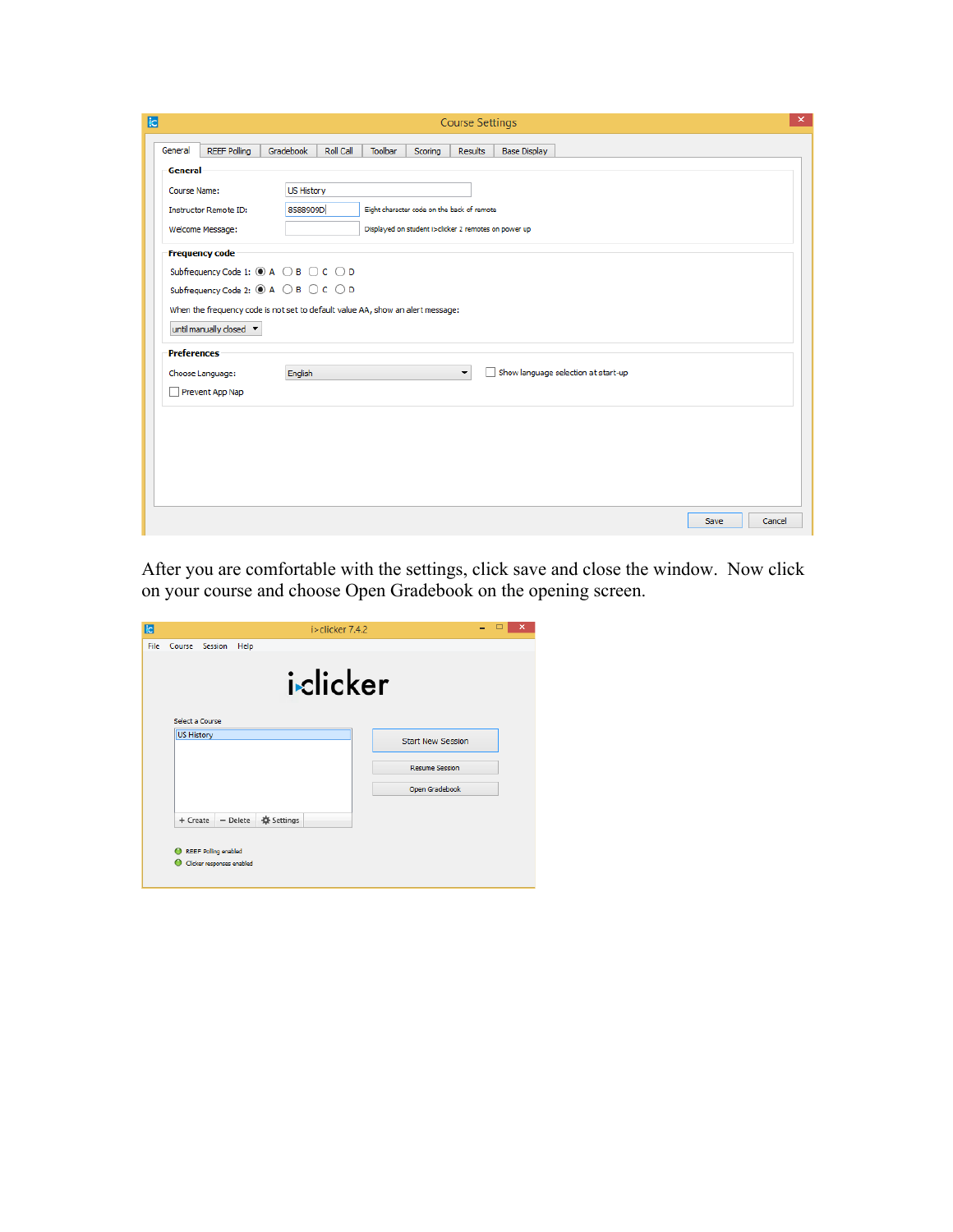After you are comfortable with the settings, click save and close the window. Now click on your course and choose Open Gradebook on the opening screen.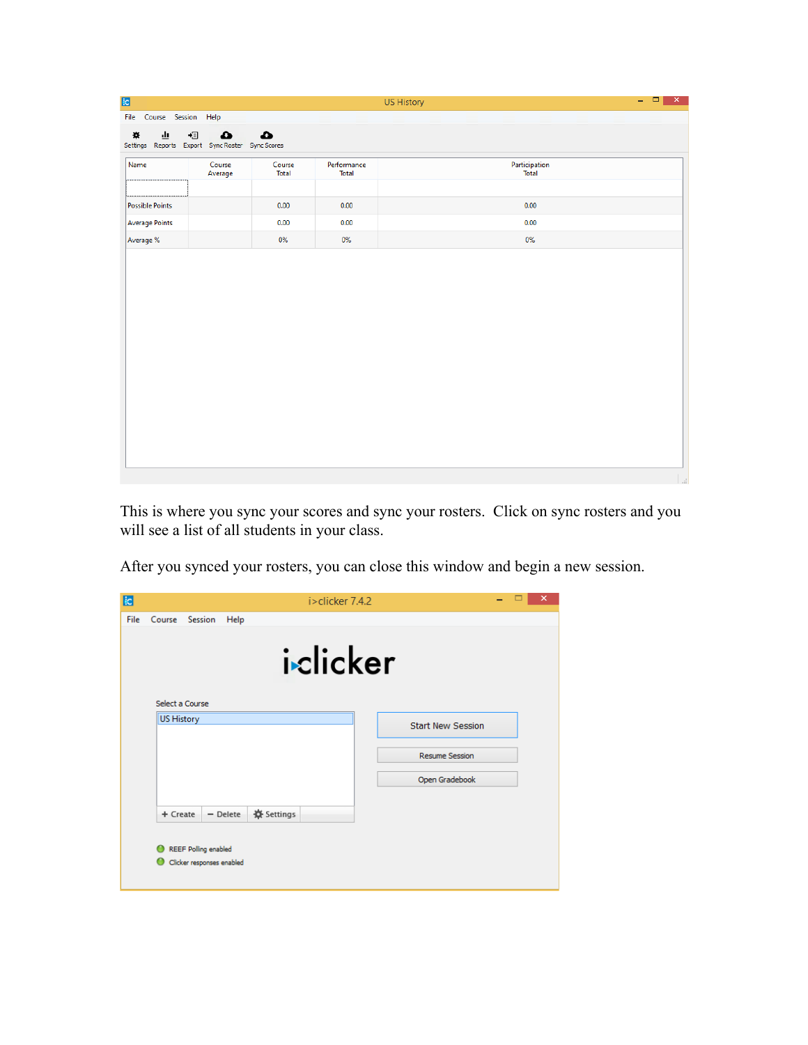This is where you sync your scores and sync your rosters. Click on sync rosters and you will see a list of all students in your class.

After you synced your rosters, you can close this window and begin a new session.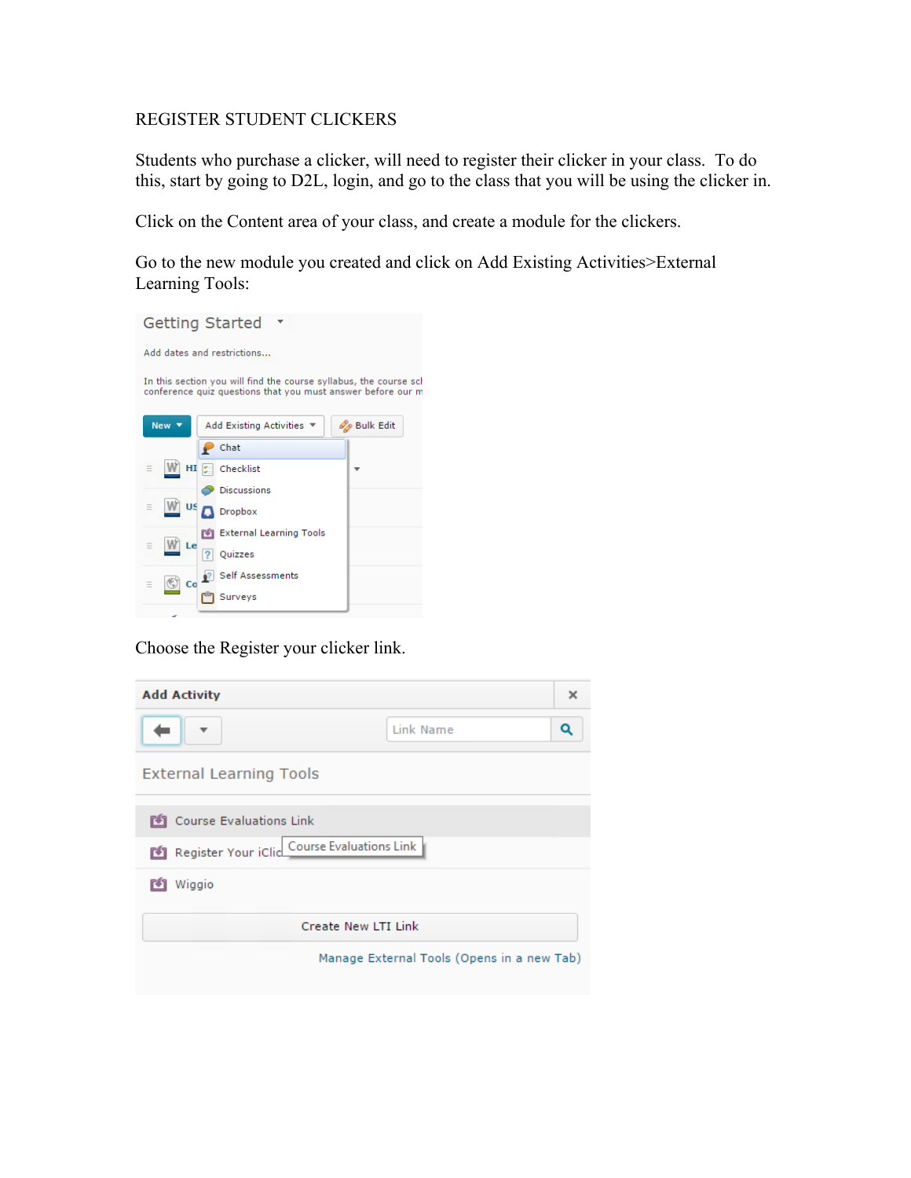REGISTER STUDENT CLICKERS

Students who purchase a clicker, will need to register their clicker in your class. To do this, start by going to D2L, login, and go to the class that you will be using the clicker in.

Click on the Content area of your class, and create a module for the clickers.

Go to the new module you created and click on Add Existing Activities>External Learning Tools:

Choose the Register your clicker link.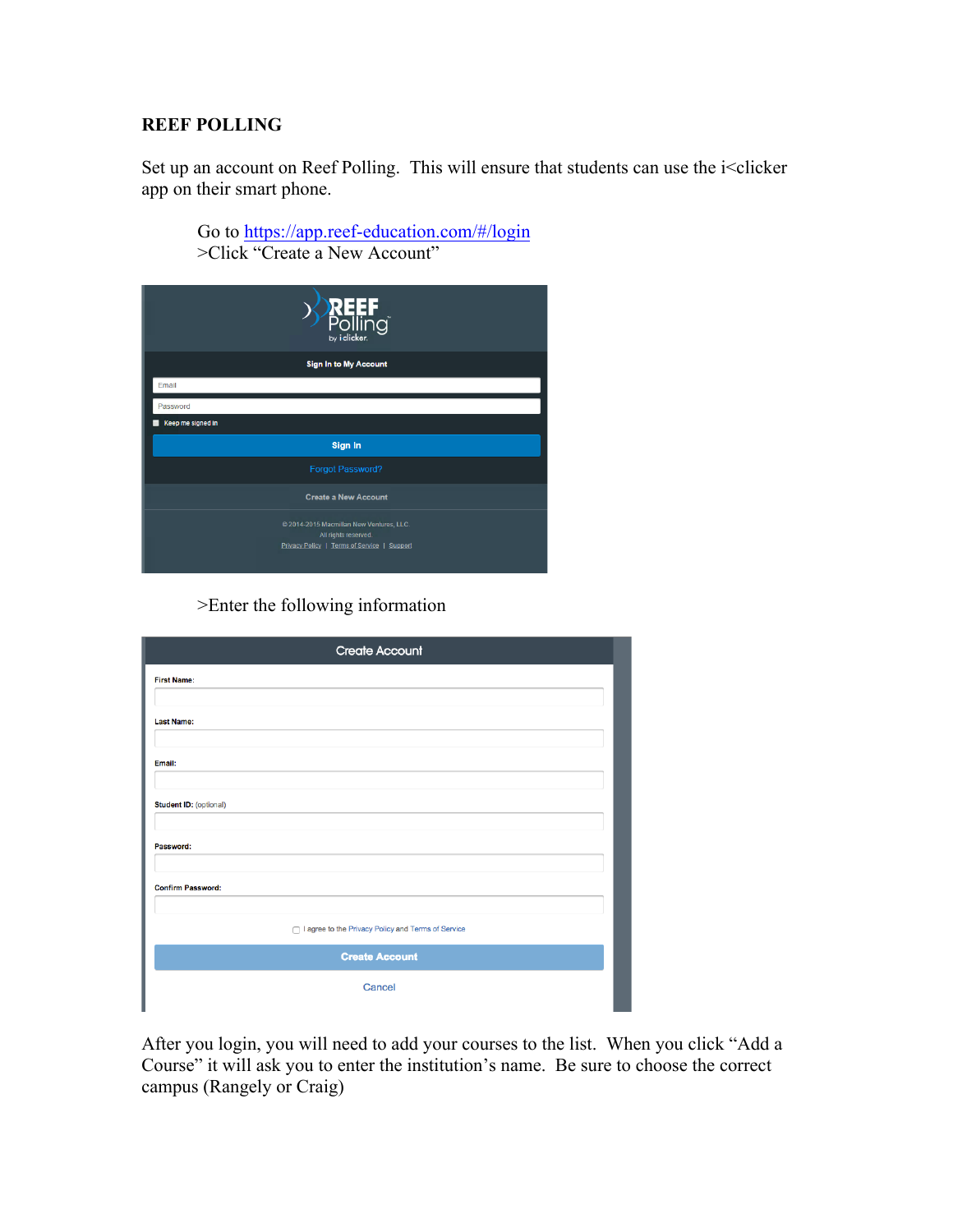**REEF POLLING**

Set up an account on Reef Polling. This will ensure that students can use the i<clicker app on their smart phone.

> Go to https://app.reef-education.com/#/login
> >Click "Create a New Account"

> >Enter the following information

After you login, you will need to add your courses to the list. When you click "Add a Course" it will ask you to enter the institution's name. Be sure to choose the correct campus (Rangely or Craig)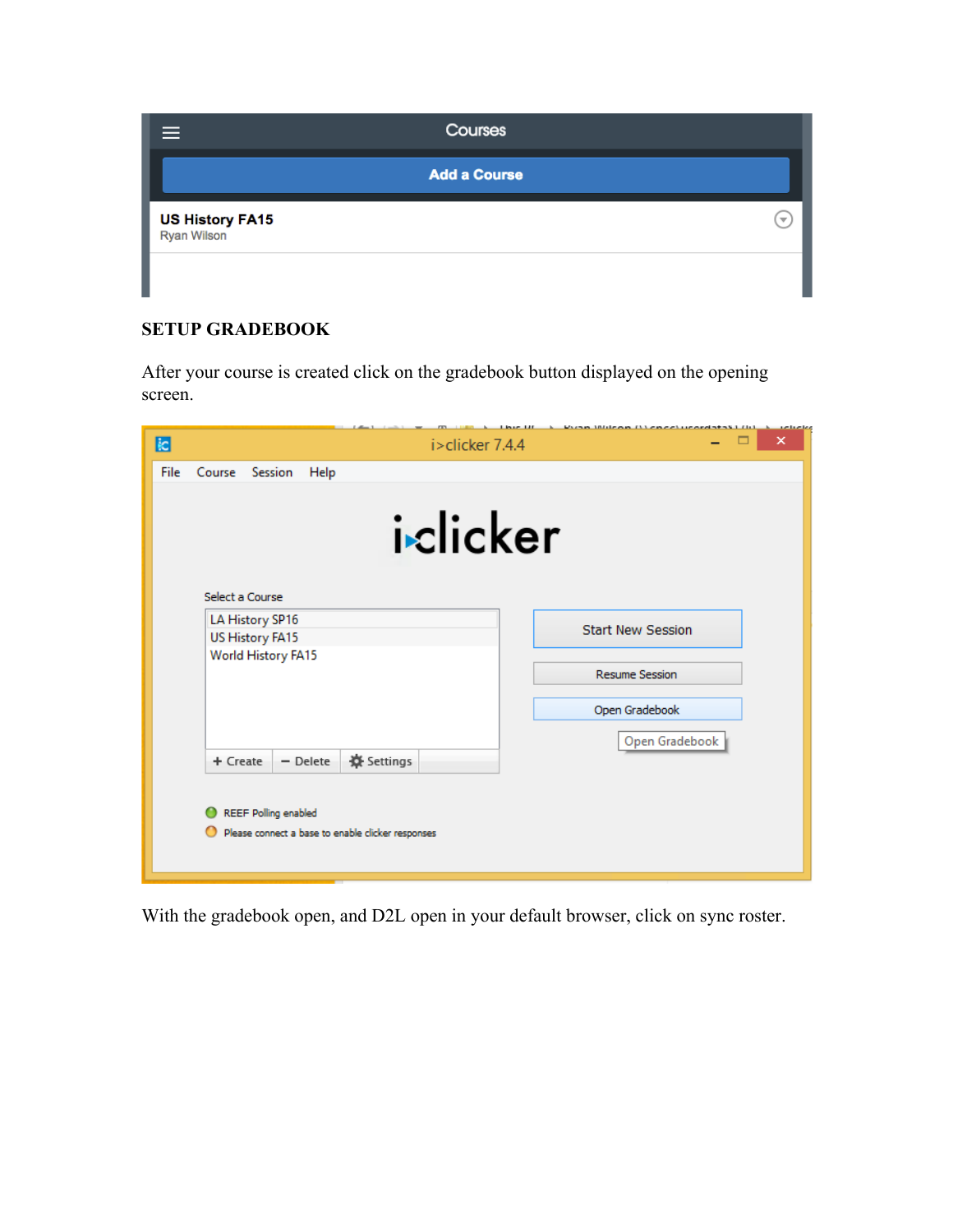## SETUP GRADEBOOK

After your course is created click on the gradebook button displayed on the opening screen.

With the gradebook open, and D2L open in your default browser, click on sync roster.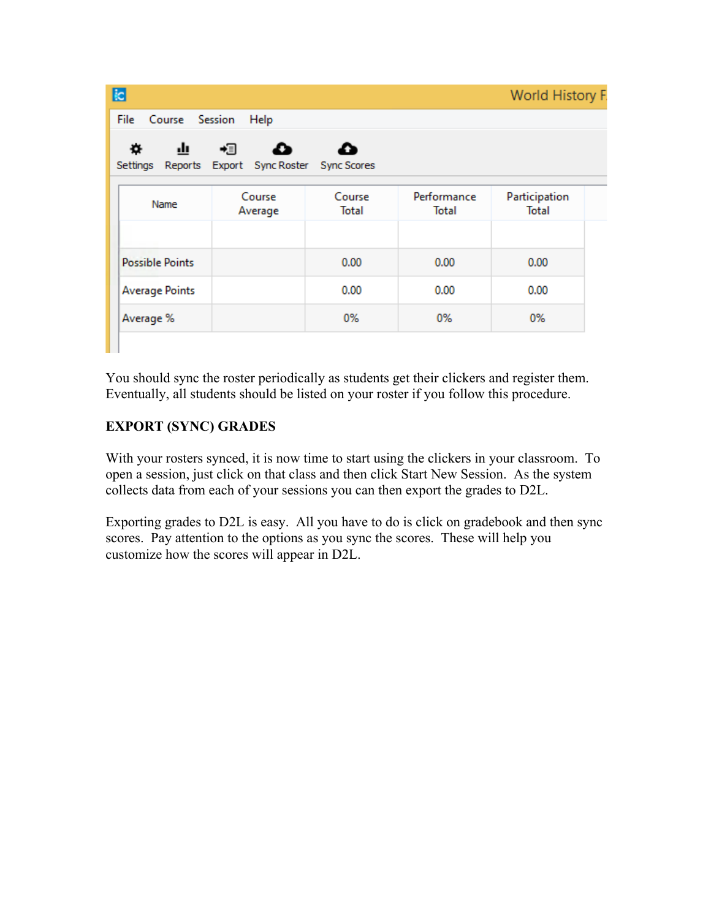World History F

File Course Session Help

Settings Reports Export Sync Roster Sync Scores

| Name | Course Average | Course Total | Performance Total | Participation Total |
|---|---|---|---|---|
| | | | | |
| Possible Points | | 0.00 | 0.00 | 0.00 |
| Average Points | | 0.00 | 0.00 | 0.00 |
| Average % | | 0% | 0% | 0% |

You should sync the roster periodically as students get their clickers and register them. Eventually, all students should be listed on your roster if you follow this procedure.

**EXPORT (SYNC) GRADES**

With your rosters synced, it is now time to start using the clickers in your classroom. To open a session, just click on that class and then click Start New Session. As the system collects data from each of your sessions you can then export the grades to D2L.

Exporting grades to D2L is easy. All you have to do is click on gradebook and then sync scores. Pay attention to the options as you sync the scores. These will help you customize how the scores will appear in D2L.